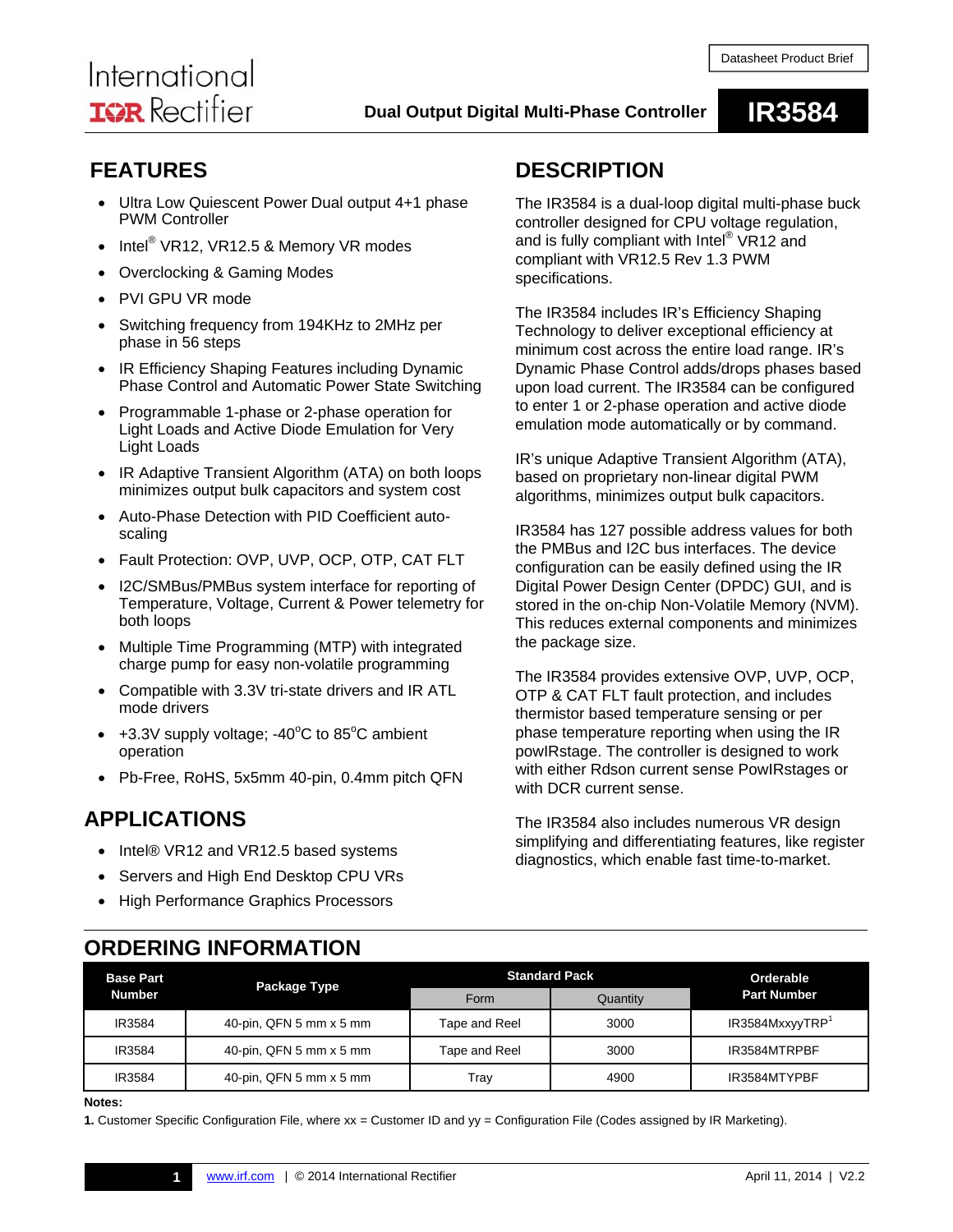International IOR Rectifier

Datasheet Product Brief

# Dual Output Digital Multi-Phase Controller IR3584

## FEATURES

- Ultra Low Quiescent Power Dual output 4+1 phase PWM Controller
- Intel® VR12, VR12.5 & Memory VR modes
- Overclocking & Gaming Modes
- PVI GPU VR mode
- Switching frequency from 194KHz to 2MHz per phase in 56 steps
- IR Efficiency Shaping Features including Dynamic Phase Control and Automatic Power State Switching
- Programmable 1-phase or 2-phase operation for Light Loads and Active Diode Emulation for Very Light Loads
- IR Adaptive Transient Algorithm (ATA) on both loops minimizes output bulk capacitors and system cost
- Auto-Phase Detection with PID Coefficient auto-scaling
- Fault Protection: OVP, UVP, OCP, OTP, CAT FLT
- I2C/SMBus/PMBus system interface for reporting of Temperature, Voltage, Current & Power telemetry for both loops
- Multiple Time Programming (MTP) with integrated charge pump for easy non-volatile programming
- Compatible with 3.3V tri-state drivers and IR ATL mode drivers
- +3.3V supply voltage; -40°C to 85°C ambient operation
- Pb-Free, RoHS, 5x5mm 40-pin, 0.4mm pitch QFN

## APPLICATIONS

- Intel® VR12 and VR12.5 based systems
- Servers and High End Desktop CPU VRs
- High Performance Graphics Processors

## DESCRIPTION

The IR3584 is a dual-loop digital multi-phase buck controller designed for CPU voltage regulation, and is fully compliant with Intel® VR12 and compliant with VR12.5 Rev 1.3 PWM specifications.

The IR3584 includes IR's Efficiency Shaping Technology to deliver exceptional efficiency at minimum cost across the entire load range. IR's Dynamic Phase Control adds/drops phases based upon load current. The IR3584 can be configured to enter 1 or 2-phase operation and active diode emulation mode automatically or by command.

IR's unique Adaptive Transient Algorithm (ATA), based on proprietary non-linear digital PWM algorithms, minimizes output bulk capacitors.

IR3584 has 127 possible address values for both the PMBus and I2C bus interfaces. The device configuration can be easily defined using the IR Digital Power Design Center (DPDC) GUI, and is stored in the on-chip Non-Volatile Memory (NVM). This reduces external components and minimizes the package size.

The IR3584 provides extensive OVP, UVP, OCP, OTP & CAT FLT fault protection, and includes thermistor based temperature sensing or per phase temperature reporting when using the IR powIRstage. The controller is designed to work with either Rdson current sense PowIRstages or with DCR current sense.

The IR3584 also includes numerous VR design simplifying and differentiating features, like register diagnostics, which enable fast time-to-market.

## ORDERING INFORMATION

| Base Part Number | Package Type | Standard Pack | | Orderable Part Number |
|---|---|---|---|---|
| | | Form | Quantity | |
| IR3584 | 40-pin, QFN 5 mm x 5 mm | Tape and Reel | 3000 | IR3584MxxyyTRP[1] |
| IR3584 | 40-pin, QFN 5 mm x 5 mm | Tape and Reel | 3000 | IR3584MTRPBF |
| IR3584 | 40-pin, QFN 5 mm x 5 mm | Tray | 4900 | IR3584MTYPBF |

**Notes:**

**1.** Customer Specific Configuration File, where xx = Customer ID and yy = Configuration File (Codes assigned by IR Marketing).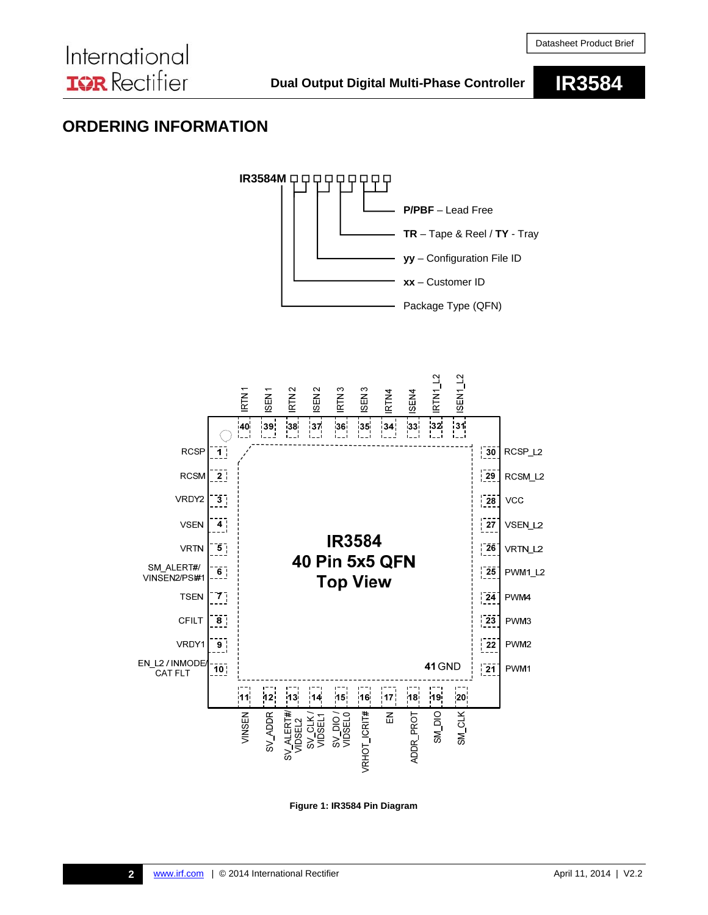## ORDERING INFORMATION

IR3584M □□□□□□□□□

- **P/PBF** – Lead Free
- **TR** – Tape & Reel / **TY** - Tray
- **yy** – Configuration File ID
- **xx** – Customer ID
- Package Type (QFN)

| Pin | Name | Pin | Name |
|---|---|---|---|
| 1 | RCSP | 21 | PWM1 |
| 2 | RCSM | 22 | PWM2 |
| 3 | VRDY2 | 23 | PWM3 |
| 4 | VSEN | 24 | PWM4 |
| 5 | VRTN | 25 | PWM1_L2 |
| 6 | SM_ALERT#/ VINSEN2/PS#1 | 26 | VRTN_L2 |
| 7 | TSEN | 27 | VSEN_L2 |
| 8 | CFILT | 28 | VCC |
| 9 | VRDY1 | 29 | RCSM_L2 |
| 10 | EN_L2 / INMODE/ CAT FLT | 30 | RCSP_L2 |
| 11 | VINSEN | 31 | ISEN1_L2 |
| 12 | SV_ADDR | 32 | IRTN1_L2 |
| 13 | SV_ALERT#/ VIDSEL2 | 33 | ISEN4 |
| 14 | SV_CLK / VIDSEL1 | 34 | IRTN4 |
| 15 | SV_DIO / VIDSEL0 | 35 | ISEN3 |
| 16 | VRHOT_ICRIT# | 36 | IRTN3 |
| 17 | EN | 37 | ISEN2 |
| 18 | ADDR_PROT | 38 | IRTN2 |
| 19 | SM_DIO | 39 | ISEN1 |
| 20 | SM_CLK | 40 | IRTN1 |
| 41 | GND | | |

IR3584 40 Pin 5x5 QFN Top View

**Figure 1: IR3584 Pin Diagram**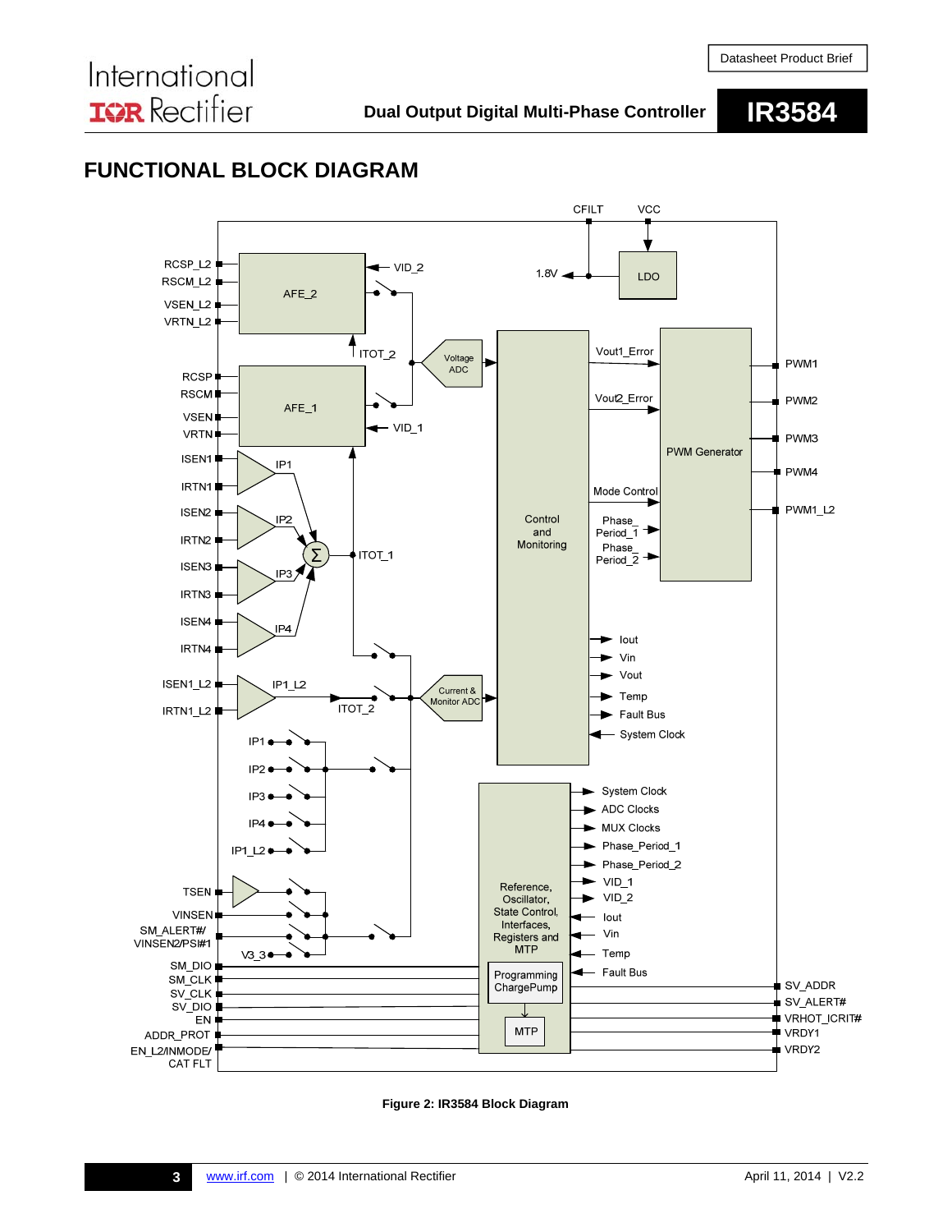## FUNCTIONAL BLOCK DIAGRAM

Figure 2: IR3584 Block Diagram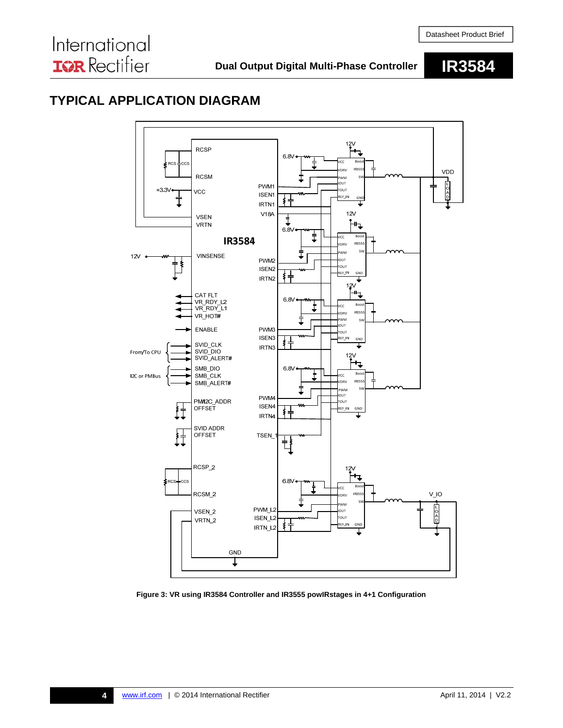## TYPICAL APPLICATION DIAGRAM

Figure 3: VR using IR3584 Controller and IR3555 powIRstages in 4+1 Configuration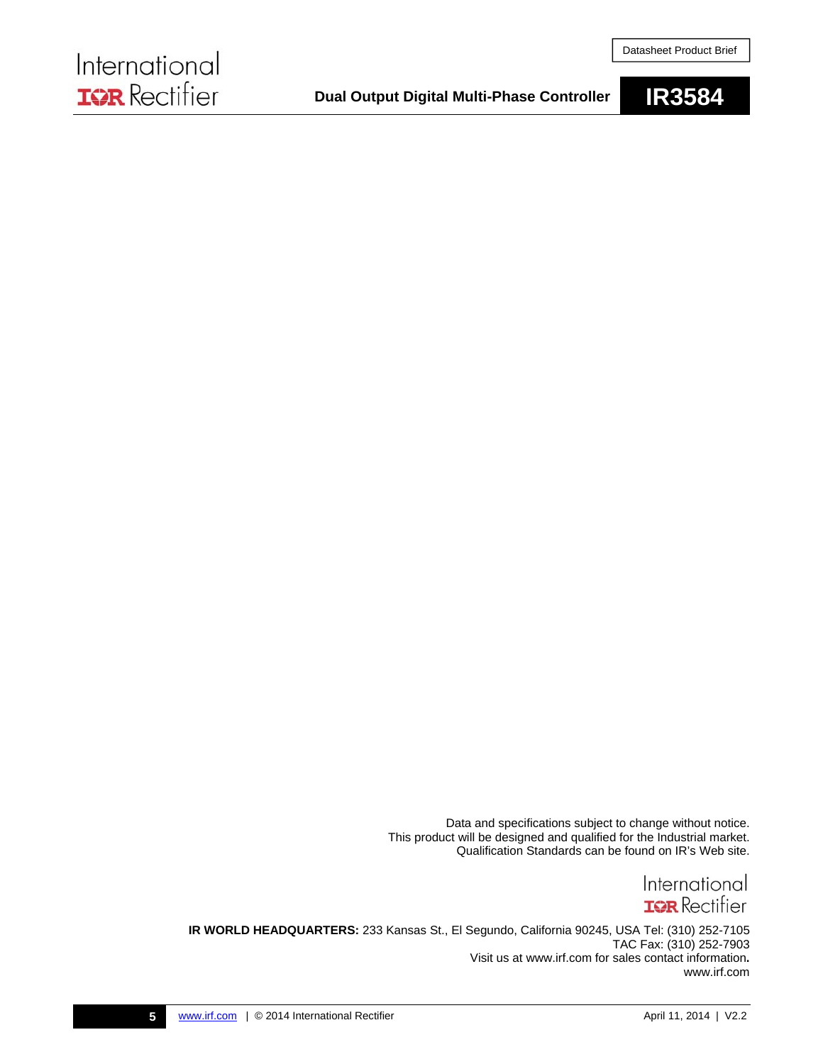Data and specifications subject to change without notice.
This product will be designed and qualified for the Industrial market.
Qualification Standards can be found on IR's Web site.

International
IOR Rectifier

**IR WORLD HEADQUARTERS:** 233 Kansas St., El Segundo, California 90245, USA Tel: (310) 252-7105
TAC Fax: (310) 252-7903
Visit us at www.irf.com for sales contact information**.**
www.irf.com